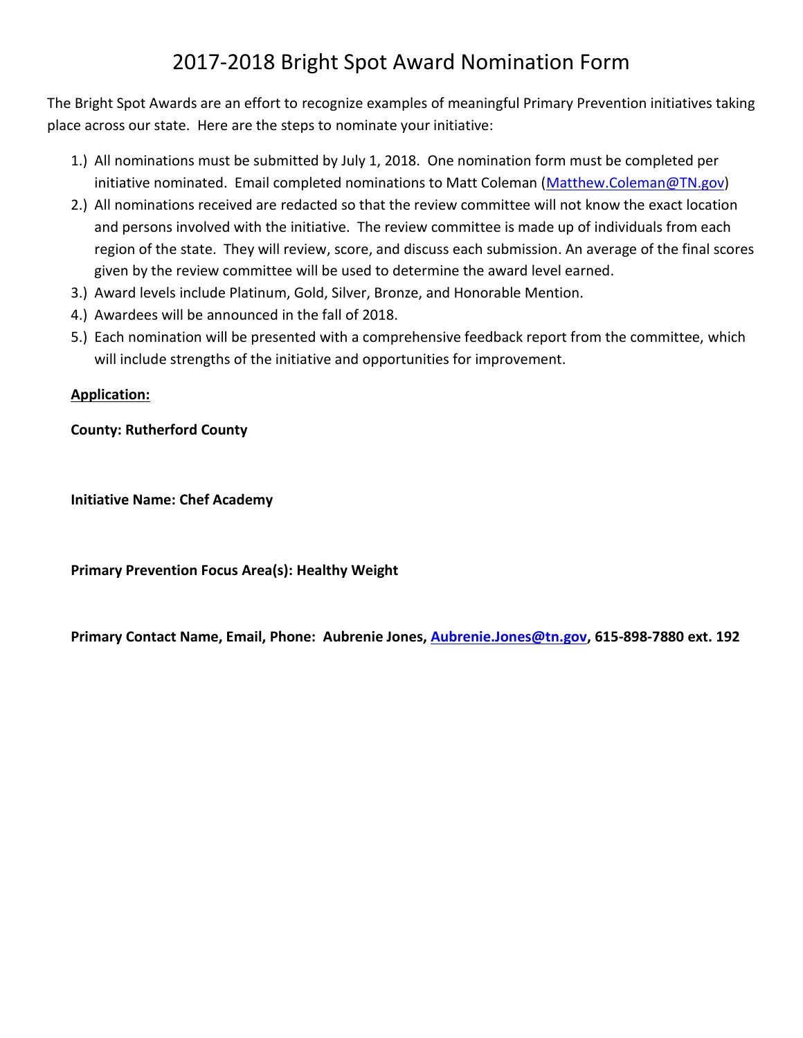# 2017-2018 Bright Spot Award Nomination Form

The Bright Spot Awards are an effort to recognize examples of meaningful Primary Prevention initiatives taking place across our state. Here are the steps to nominate your initiative:

1.) All nominations must be submitted by July 1, 2018. One nomination form must be completed per initiative nominated. Email completed nominations to Matt Coleman (Matthew.Coleman@TN.gov)
2.) All nominations received are redacted so that the review committee will not know the exact location and persons involved with the initiative. The review committee is made up of individuals from each region of the state. They will review, score, and discuss each submission. An average of the final scores given by the review committee will be used to determine the award level earned.
3.) Award levels include Platinum, Gold, Silver, Bronze, and Honorable Mention.
4.) Awardees will be announced in the fall of 2018.
5.) Each nomination will be presented with a comprehensive feedback report from the committee, which will include strengths of the initiative and opportunities for improvement.

**<u>Application:</u>**

**County: Rutherford County**

**Initiative Name: Chef Academy**

**Primary Prevention Focus Area(s): Healthy Weight**

**Primary Contact Name, Email, Phone: Aubrenie Jones, Aubrenie.Jones@tn.gov, 615-898-7880 ext. 192**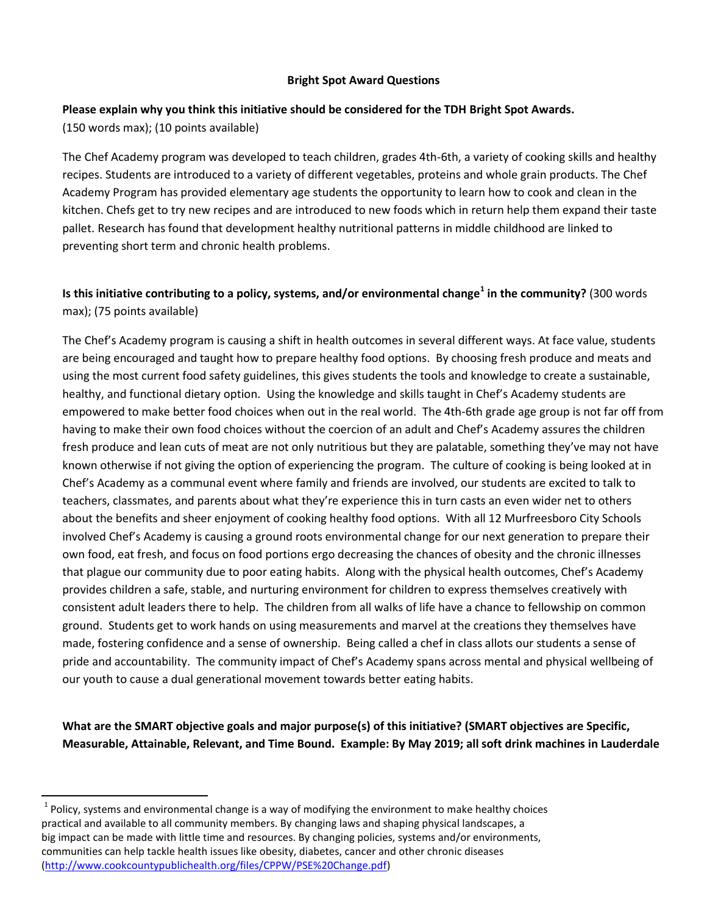**Bright Spot Award Questions**

**Please explain why you think this initiative should be considered for the TDH Bright Spot Awards.**
(150 words max); (10 points available)

The Chef Academy program was developed to teach children, grades 4th-6th, a variety of cooking skills and healthy recipes. Students are introduced to a variety of different vegetables, proteins and whole grain products. The Chef Academy Program has provided elementary age students the opportunity to learn how to cook and clean in the kitchen. Chefs get to try new recipes and are introduced to new foods which in return help them expand their taste pallet. Research has found that development healthy nutritional patterns in middle childhood are linked to preventing short term and chronic health problems.

**Is this initiative contributing to a policy, systems, and/or environmental change[1] in the community?** (300 words max); (75 points available)

The Chef's Academy program is causing a shift in health outcomes in several different ways. At face value, students are being encouraged and taught how to prepare healthy food options. By choosing fresh produce and meats and using the most current food safety guidelines, this gives students the tools and knowledge to create a sustainable, healthy, and functional dietary option. Using the knowledge and skills taught in Chef's Academy students are empowered to make better food choices when out in the real world. The 4th-6th grade age group is not far off from having to make their own food choices without the coercion of an adult and Chef's Academy assures the children fresh produce and lean cuts of meat are not only nutritious but they are palatable, something they've may not have known otherwise if not giving the option of experiencing the program. The culture of cooking is being looked at in Chef's Academy as a communal event where family and friends are involved, our students are excited to talk to teachers, classmates, and parents about what they're experience this in turn casts an even wider net to others about the benefits and sheer enjoyment of cooking healthy food options. With all 12 Murfreesboro City Schools involved Chef's Academy is causing a ground roots environmental change for our next generation to prepare their own food, eat fresh, and focus on food portions ergo decreasing the chances of obesity and the chronic illnesses that plague our community due to poor eating habits. Along with the physical health outcomes, Chef's Academy provides children a safe, stable, and nurturing environment for children to express themselves creatively with consistent adult leaders there to help. The children from all walks of life have a chance to fellowship on common ground. Students get to work hands on using measurements and marvel at the creations they themselves have made, fostering confidence and a sense of ownership. Being called a chef in class allots our students a sense of pride and accountability. The community impact of Chef's Academy spans across mental and physical wellbeing of our youth to cause a dual generational movement towards better eating habits.

**What are the SMART objective goals and major purpose(s) of this initiative? (SMART objectives are Specific, Measurable, Attainable, Relevant, and Time Bound. Example: By May 2019; all soft drink machines in Lauderdale**

---

[1] Policy, systems and environmental change is a way of modifying the environment to make healthy choices practical and available to all community members. By changing laws and shaping physical landscapes, a big impact can be made with little time and resources. By changing policies, systems and/or environments, communities can help tackle health issues like obesity, diabetes, cancer and other chronic diseases (http://www.cookcountypublichealth.org/files/CPPW/PSE%20Change.pdf)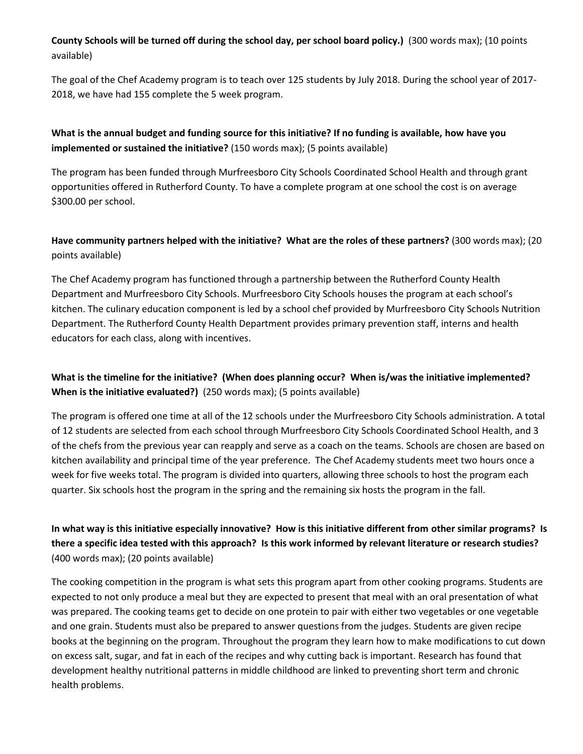**County Schools will be turned off during the school day, per school board policy.)** (300 words max); (10 points available)

The goal of the Chef Academy program is to teach over 125 students by July 2018. During the school year of 2017-2018, we have had 155 complete the 5 week program.

**What is the annual budget and funding source for this initiative? If no funding is available, how have you implemented or sustained the initiative?** (150 words max); (5 points available)

The program has been funded through Murfreesboro City Schools Coordinated School Health and through grant opportunities offered in Rutherford County. To have a complete program at one school the cost is on average $300.00 per school.

**Have community partners helped with the initiative? What are the roles of these partners?** (300 words max); (20 points available)

The Chef Academy program has functioned through a partnership between the Rutherford County Health Department and Murfreesboro City Schools. Murfreesboro City Schools houses the program at each school's kitchen. The culinary education component is led by a school chef provided by Murfreesboro City Schools Nutrition Department. The Rutherford County Health Department provides primary prevention staff, interns and health educators for each class, along with incentives.

**What is the timeline for the initiative? (When does planning occur? When is/was the initiative implemented? When is the initiative evaluated?)** (250 words max); (5 points available)

The program is offered one time at all of the 12 schools under the Murfreesboro City Schools administration. A total of 12 students are selected from each school through Murfreesboro City Schools Coordinated School Health, and 3 of the chefs from the previous year can reapply and serve as a coach on the teams. Schools are chosen are based on kitchen availability and principal time of the year preference. The Chef Academy students meet two hours once a week for five weeks total. The program is divided into quarters, allowing three schools to host the program each quarter. Six schools host the program in the spring and the remaining six hosts the program in the fall.

**In what way is this initiative especially innovative? How is this initiative different from other similar programs? Is there a specific idea tested with this approach? Is this work informed by relevant literature or research studies?** (400 words max); (20 points available)

The cooking competition in the program is what sets this program apart from other cooking programs. Students are expected to not only produce a meal but they are expected to present that meal with an oral presentation of what was prepared. The cooking teams get to decide on one protein to pair with either two vegetables or one vegetable and one grain. Students must also be prepared to answer questions from the judges. Students are given recipe books at the beginning on the program. Throughout the program they learn how to make modifications to cut down on excess salt, sugar, and fat in each of the recipes and why cutting back is important. Research has found that development healthy nutritional patterns in middle childhood are linked to preventing short term and chronic health problems.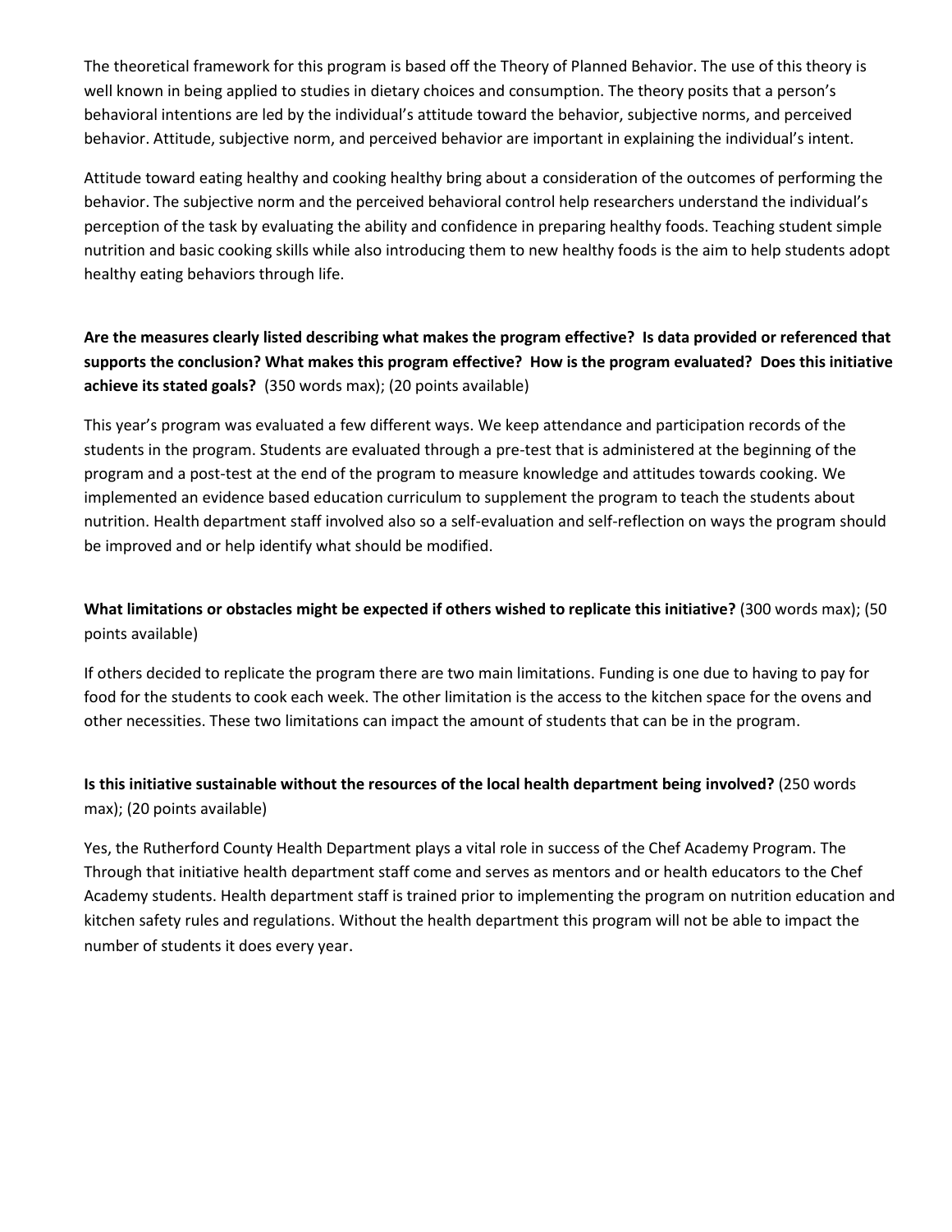The theoretical framework for this program is based off the Theory of Planned Behavior. The use of this theory is well known in being applied to studies in dietary choices and consumption. The theory posits that a person's behavioral intentions are led by the individual's attitude toward the behavior, subjective norms, and perceived behavior. Attitude, subjective norm, and perceived behavior are important in explaining the individual's intent.

Attitude toward eating healthy and cooking healthy bring about a consideration of the outcomes of performing the behavior. The subjective norm and the perceived behavioral control help researchers understand the individual's perception of the task by evaluating the ability and confidence in preparing healthy foods. Teaching student simple nutrition and basic cooking skills while also introducing them to new healthy foods is the aim to help students adopt healthy eating behaviors through life.

**Are the measures clearly listed describing what makes the program effective? Is data provided or referenced that supports the conclusion? What makes this program effective? How is the program evaluated? Does this initiative achieve its stated goals?** (350 words max); (20 points available)

This year's program was evaluated a few different ways. We keep attendance and participation records of the students in the program. Students are evaluated through a pre-test that is administered at the beginning of the program and a post-test at the end of the program to measure knowledge and attitudes towards cooking. We implemented an evidence based education curriculum to supplement the program to teach the students about nutrition. Health department staff involved also so a self-evaluation and self-reflection on ways the program should be improved and or help identify what should be modified.

**What limitations or obstacles might be expected if others wished to replicate this initiative?** (300 words max); (50 points available)

If others decided to replicate the program there are two main limitations. Funding is one due to having to pay for food for the students to cook each week. The other limitation is the access to the kitchen space for the ovens and other necessities. These two limitations can impact the amount of students that can be in the program.

**Is this initiative sustainable without the resources of the local health department being involved?** (250 words max); (20 points available)

Yes, the Rutherford County Health Department plays a vital role in success of the Chef Academy Program. The Through that initiative health department staff come and serves as mentors and or health educators to the Chef Academy students. Health department staff is trained prior to implementing the program on nutrition education and kitchen safety rules and regulations. Without the health department this program will not be able to impact the number of students it does every year.